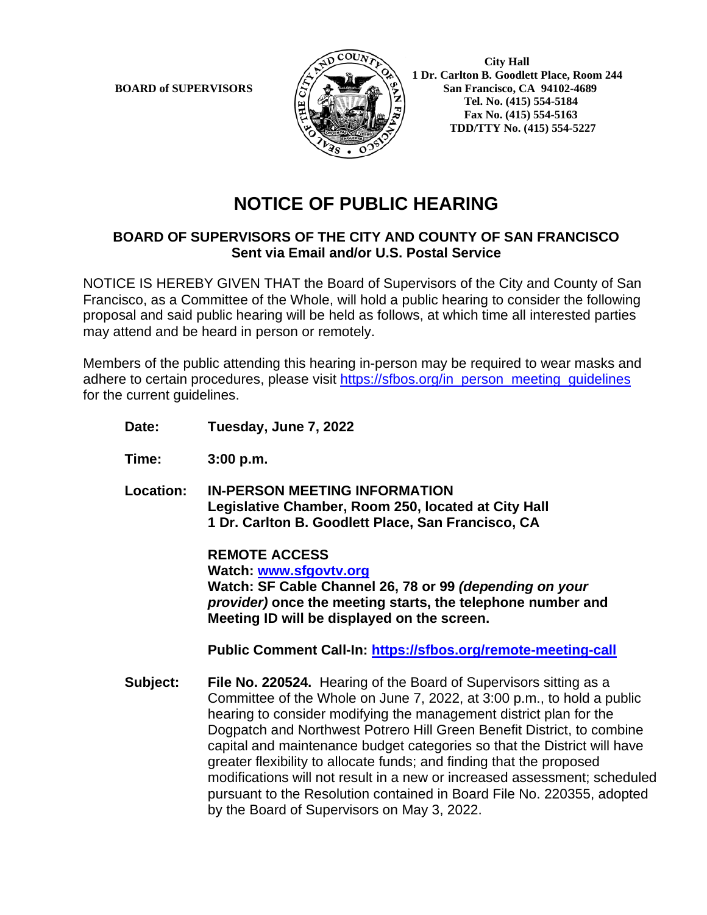**BOARD of SUPERVISORS**

**City Hall**
**1 Dr. Carlton B. Goodlett Place, Room 244**
**San Francisco, CA 94102-4689**
**Tel. No. (415) 554-5184**
**Fax No. (415) 554-5163**
**TDD/TTY No. (415) 554-5227**

# NOTICE OF PUBLIC HEARING

### BOARD OF SUPERVISORS OF THE CITY AND COUNTY OF SAN FRANCISCO
### Sent via Email and/or U.S. Postal Service

NOTICE IS HEREBY GIVEN THAT the Board of Supervisors of the City and County of San Francisco, as a Committee of the Whole, will hold a public hearing to consider the following proposal and said public hearing will be held as follows, at which time all interested parties may attend and be heard in person or remotely.

Members of the public attending this hearing in-person may be required to wear masks and adhere to certain procedures, please visit https://sfbos.org/in_person_meeting_guidelines for the current guidelines.

**Date:** **Tuesday, June 7, 2022**

**Time:** **3:00 p.m.**

**Location:** **IN-PERSON MEETING INFORMATION**
**Legislative Chamber, Room 250, located at City Hall**
**1 Dr. Carlton B. Goodlett Place, San Francisco, CA**

**REMOTE ACCESS**
**Watch: www.sfgovtv.org**
**Watch: SF Cable Channel 26, 78 or 99** ***(depending on your provider)*** **once the meeting starts, the telephone number and Meeting ID will be displayed on the screen.**

**Public Comment Call-In: https://sfbos.org/remote-meeting-call**

**Subject:** **File No. 220524.** Hearing of the Board of Supervisors sitting as a Committee of the Whole on June 7, 2022, at 3:00 p.m., to hold a public hearing to consider modifying the management district plan for the Dogpatch and Northwest Potrero Hill Green Benefit District, to combine capital and maintenance budget categories so that the District will have greater flexibility to allocate funds; and finding that the proposed modifications will not result in a new or increased assessment; scheduled pursuant to the Resolution contained in Board File No. 220355, adopted by the Board of Supervisors on May 3, 2022.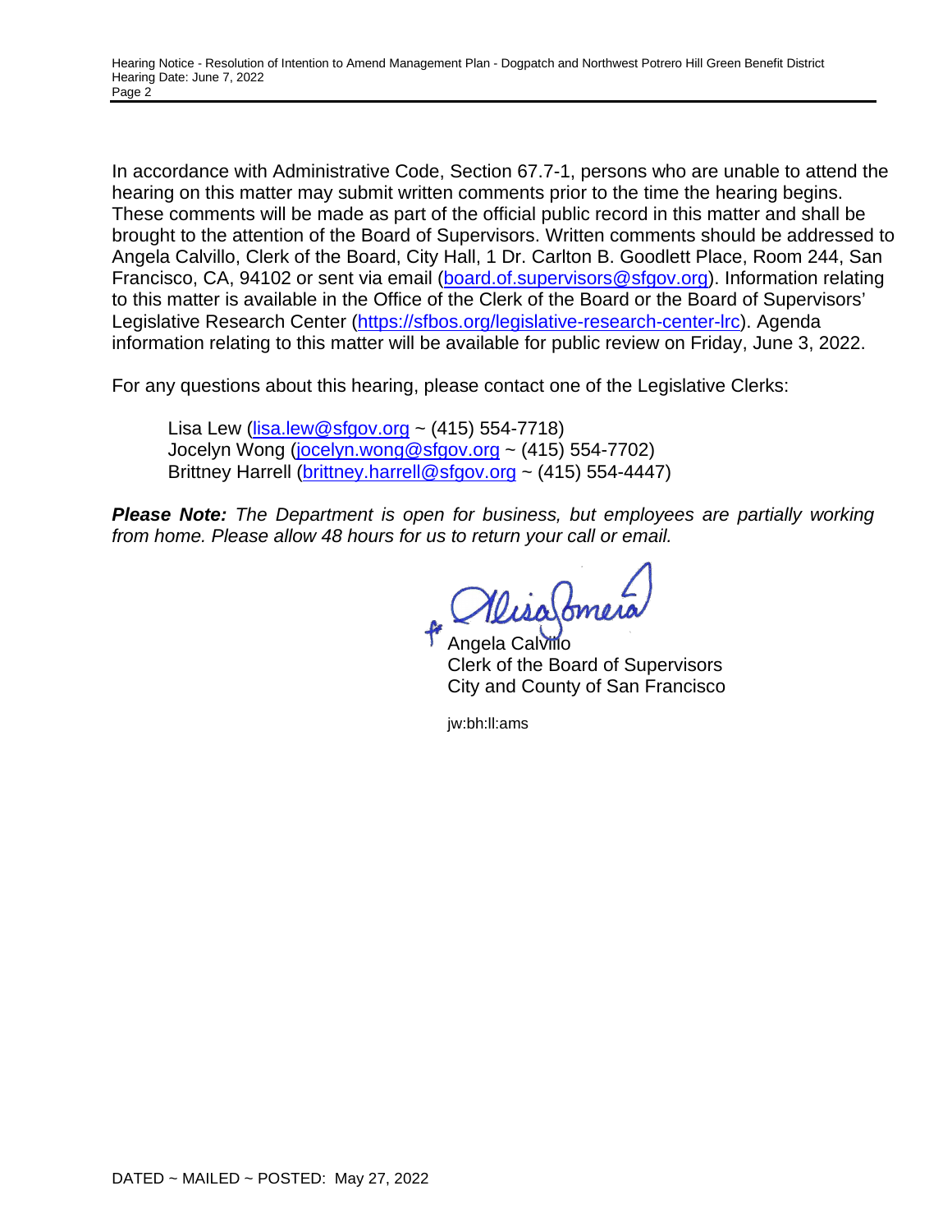In accordance with Administrative Code, Section 67.7-1, persons who are unable to attend the hearing on this matter may submit written comments prior to the time the hearing begins. These comments will be made as part of the official public record in this matter and shall be brought to the attention of the Board of Supervisors. Written comments should be addressed to Angela Calvillo, Clerk of the Board, City Hall, 1 Dr. Carlton B. Goodlett Place, Room 244, San Francisco, CA, 94102 or sent via email (board.of.supervisors@sfgov.org). Information relating to this matter is available in the Office of the Clerk of the Board or the Board of Supervisors' Legislative Research Center (https://sfbos.org/legislative-research-center-lrc). Agenda information relating to this matter will be available for public review on Friday, June 3, 2022.

For any questions about this hearing, please contact one of the Legislative Clerks:

Lisa Lew (lisa.lew@sfgov.org) ~ (415) 554-7718)
Jocelyn Wong (jocelyn.wong@sfgov.org ~ (415) 554-7702)
Brittney Harrell (brittney.harrell@sfgov.org ~ (415) 554-4447)

***Please Note:*** *The Department is open for business, but employees are partially working from home. Please allow 48 hours for us to return your call or email.*

f. Alisa Somera

Angela Calvillo
Clerk of the Board of Supervisors
City and County of San Francisco

jw:bh:ll:ams

DATED ~ MAILED ~ POSTED: May 27, 2022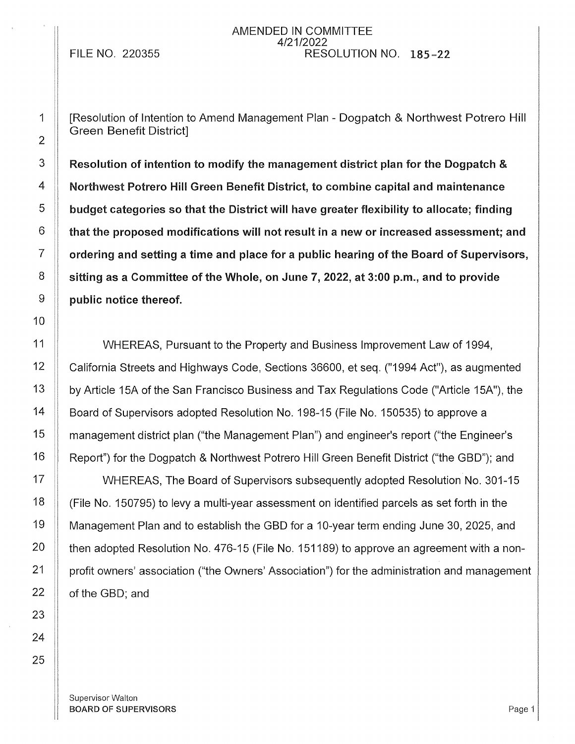AMENDED IN COMMITTEE
4/21/2022

FILE NO. 220355 RESOLUTION NO. 185-22

[Resolution of Intention to Amend Management Plan - Dogpatch & Northwest Potrero Hill Green Benefit District]

**Resolution of intention to modify the management district plan for the Dogpatch & Northwest Potrero Hill Green Benefit District, to combine capital and maintenance budget categories so that the District will have greater flexibility to allocate; finding that the proposed modifications will not result in a new or increased assessment; and ordering and setting a time and place for a public hearing of the Board of Supervisors, sitting as a Committee of the Whole, on June 7, 2022, at 3:00 p.m., and to provide public notice thereof.**

WHEREAS, Pursuant to the Property and Business Improvement Law of 1994, California Streets and Highways Code, Sections 36600, et seq. ("1994 Act"), as augmented by Article 15A of the San Francisco Business and Tax Regulations Code ("Article 15A"), the Board of Supervisors adopted Resolution No. 198-15 (File No. 150535) to approve a management district plan ("the Management Plan") and engineer's report ("the Engineer's Report") for the Dogpatch & Northwest Potrero Hill Green Benefit District ("the GBD"); and

WHEREAS, The Board of Supervisors subsequently adopted Resolution No. 301-15 (File No. 150795) to levy a multi-year assessment on identified parcels as set forth in the Management Plan and to establish the GBD for a 10-year term ending June 30, 2025, and then adopted Resolution No. 476-15 (File No. 151189) to approve an agreement with a non-profit owners' association ("the Owners' Association") for the administration and management of the GBD; and

Supervisor Walton
BOARD OF SUPERVISORS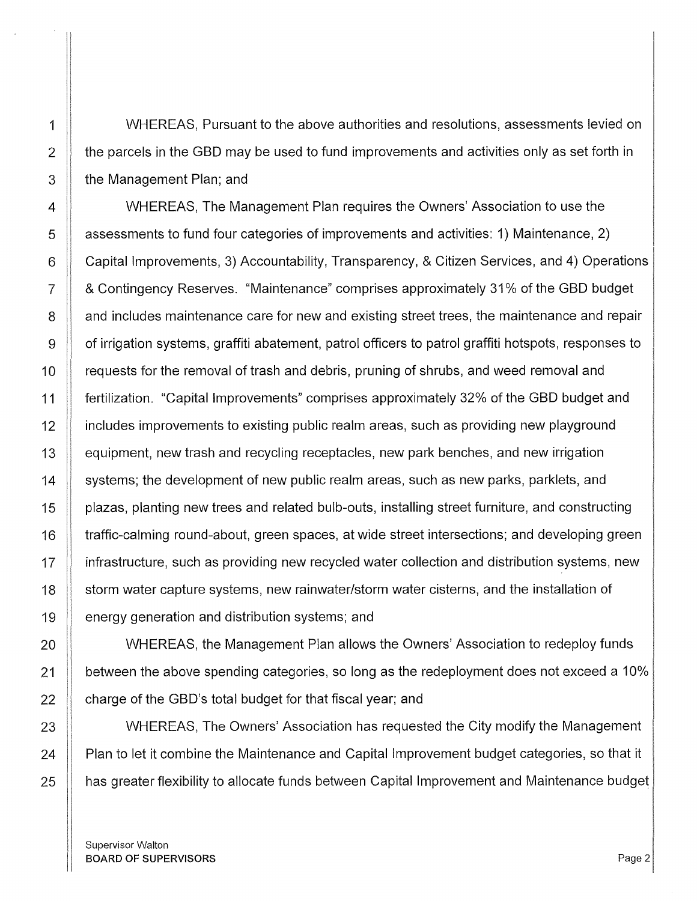WHEREAS, Pursuant to the above authorities and resolutions, assessments levied on the parcels in the GBD may be used to fund improvements and activities only as set forth in the Management Plan; and

WHEREAS, The Management Plan requires the Owners' Association to use the assessments to fund four categories of improvements and activities: 1) Maintenance, 2) Capital Improvements, 3) Accountability, Transparency, & Citizen Services, and 4) Operations & Contingency Reserves. "Maintenance" comprises approximately 31% of the GBD budget and includes maintenance care for new and existing street trees, the maintenance and repair of irrigation systems, graffiti abatement, patrol officers to patrol graffiti hotspots, responses to requests for the removal of trash and debris, pruning of shrubs, and weed removal and fertilization. "Capital Improvements" comprises approximately 32% of the GBD budget and includes improvements to existing public realm areas, such as providing new playground equipment, new trash and recycling receptacles, new park benches, and new irrigation systems; the development of new public realm areas, such as new parks, parklets, and plazas, planting new trees and related bulb-outs, installing street furniture, and constructing traffic-calming round-about, green spaces, at wide street intersections; and developing green infrastructure, such as providing new recycled water collection and distribution systems, new storm water capture systems, new rainwater/storm water cisterns, and the installation of energy generation and distribution systems; and

WHEREAS, the Management Plan allows the Owners' Association to redeploy funds between the above spending categories, so long as the redeployment does not exceed a 10% charge of the GBD's total budget for that fiscal year; and

WHEREAS, The Owners' Association has requested the City modify the Management Plan to let it combine the Maintenance and Capital Improvement budget categories, so that it has greater flexibility to allocate funds between Capital Improvement and Maintenance budget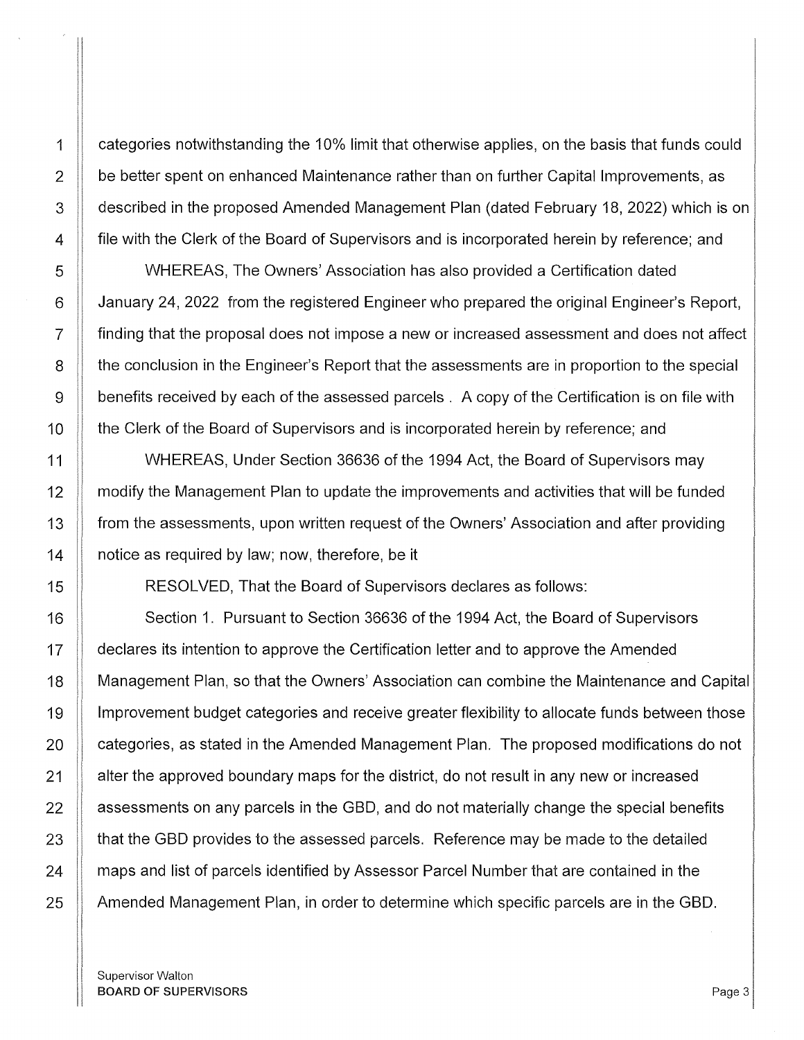categories notwithstanding the 10% limit that otherwise applies, on the basis that funds could be better spent on enhanced Maintenance rather than on further Capital Improvements, as described in the proposed Amended Management Plan (dated February 18, 2022) which is on file with the Clerk of the Board of Supervisors and is incorporated herein by reference; and

WHEREAS, The Owners' Association has also provided a Certification dated January 24, 2022 from the registered Engineer who prepared the original Engineer's Report, finding that the proposal does not impose a new or increased assessment and does not affect the conclusion in the Engineer's Report that the assessments are in proportion to the special benefits received by each of the assessed parcels . A copy of the Certification is on file with the Clerk of the Board of Supervisors and is incorporated herein by reference; and

WHEREAS, Under Section 36636 of the 1994 Act, the Board of Supervisors may modify the Management Plan to update the improvements and activities that will be funded from the assessments, upon written request of the Owners' Association and after providing notice as required by law; now, therefore, be it

RESOLVED, That the Board of Supervisors declares as follows:

Section 1. Pursuant to Section 36636 of the 1994 Act, the Board of Supervisors declares its intention to approve the Certification letter and to approve the Amended Management Plan, so that the Owners' Association can combine the Maintenance and Capital Improvement budget categories and receive greater flexibility to allocate funds between those categories, as stated in the Amended Management Plan. The proposed modifications do not alter the approved boundary maps for the district, do not result in any new or increased assessments on any parcels in the GBD, and do not materially change the special benefits that the GBD provides to the assessed parcels. Reference may be made to the detailed maps and list of parcels identified by Assessor Parcel Number that are contained in the Amended Management Plan, in order to determine which specific parcels are in the GBD.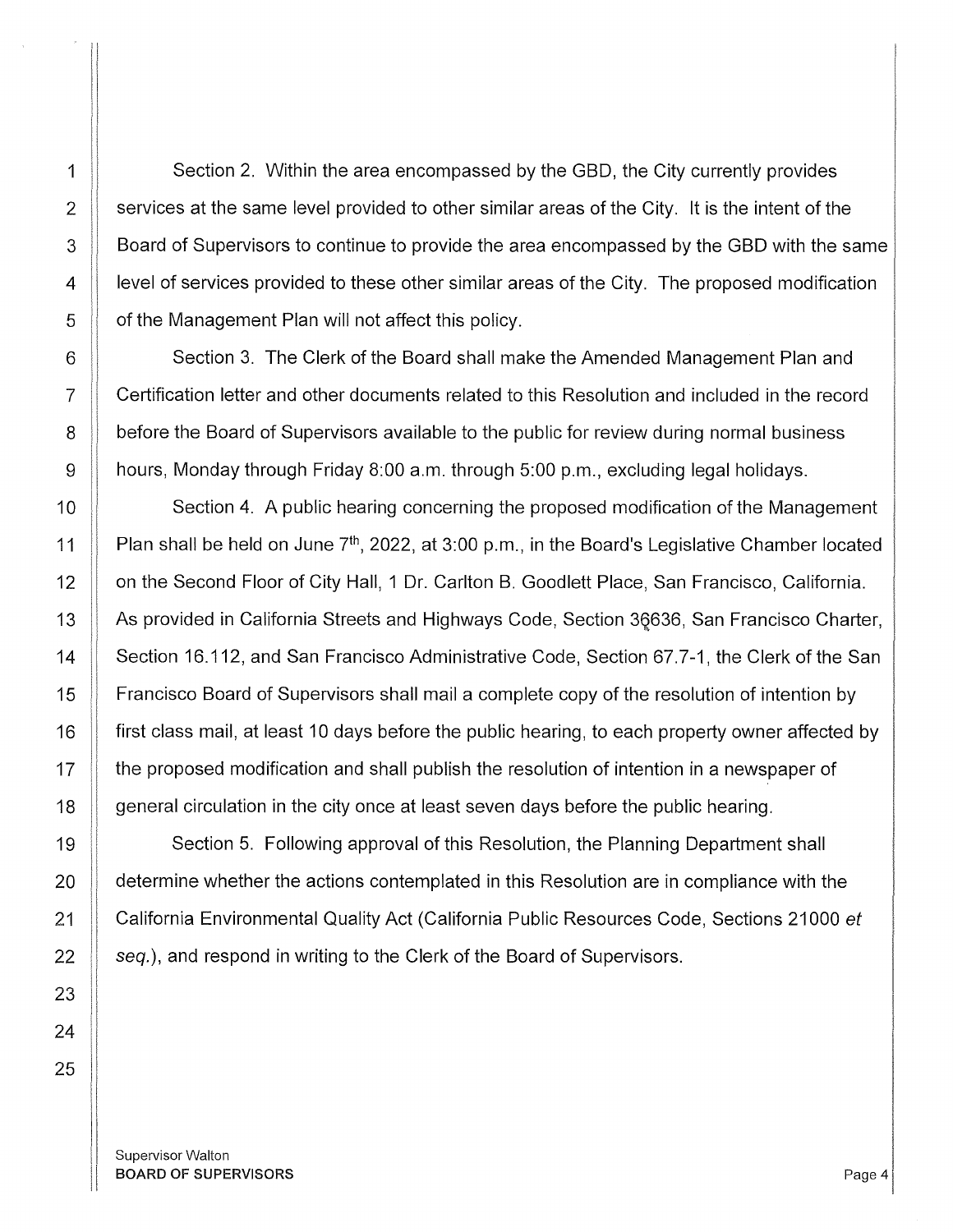Section 2. Within the area encompassed by the GBD, the City currently provides services at the same level provided to other similar areas of the City. It is the intent of the Board of Supervisors to continue to provide the area encompassed by the GBD with the same level of services provided to these other similar areas of the City. The proposed modification of the Management Plan will not affect this policy.

Section 3. The Clerk of the Board shall make the Amended Management Plan and Certification letter and other documents related to this Resolution and included in the record before the Board of Supervisors available to the public for review during normal business hours, Monday through Friday 8:00 a.m. through 5:00 p.m., excluding legal holidays.

Section 4. A public hearing concerning the proposed modification of the Management Plan shall be held on June 7th, 2022, at 3:00 p.m., in the Board's Legislative Chamber located on the Second Floor of City Hall, 1 Dr. Carlton B. Goodlett Place, San Francisco, California. As provided in California Streets and Highways Code, Section 36636, San Francisco Charter, Section 16.112, and San Francisco Administrative Code, Section 67.7-1, the Clerk of the San Francisco Board of Supervisors shall mail a complete copy of the resolution of intention by first class mail, at least 10 days before the public hearing, to each property owner affected by the proposed modification and shall publish the resolution of intention in a newspaper of general circulation in the city once at least seven days before the public hearing.

Section 5. Following approval of this Resolution, the Planning Department shall determine whether the actions contemplated in this Resolution are in compliance with the California Environmental Quality Act (California Public Resources Code, Sections 21000 *et seq.*), and respond in writing to the Clerk of the Board of Supervisors.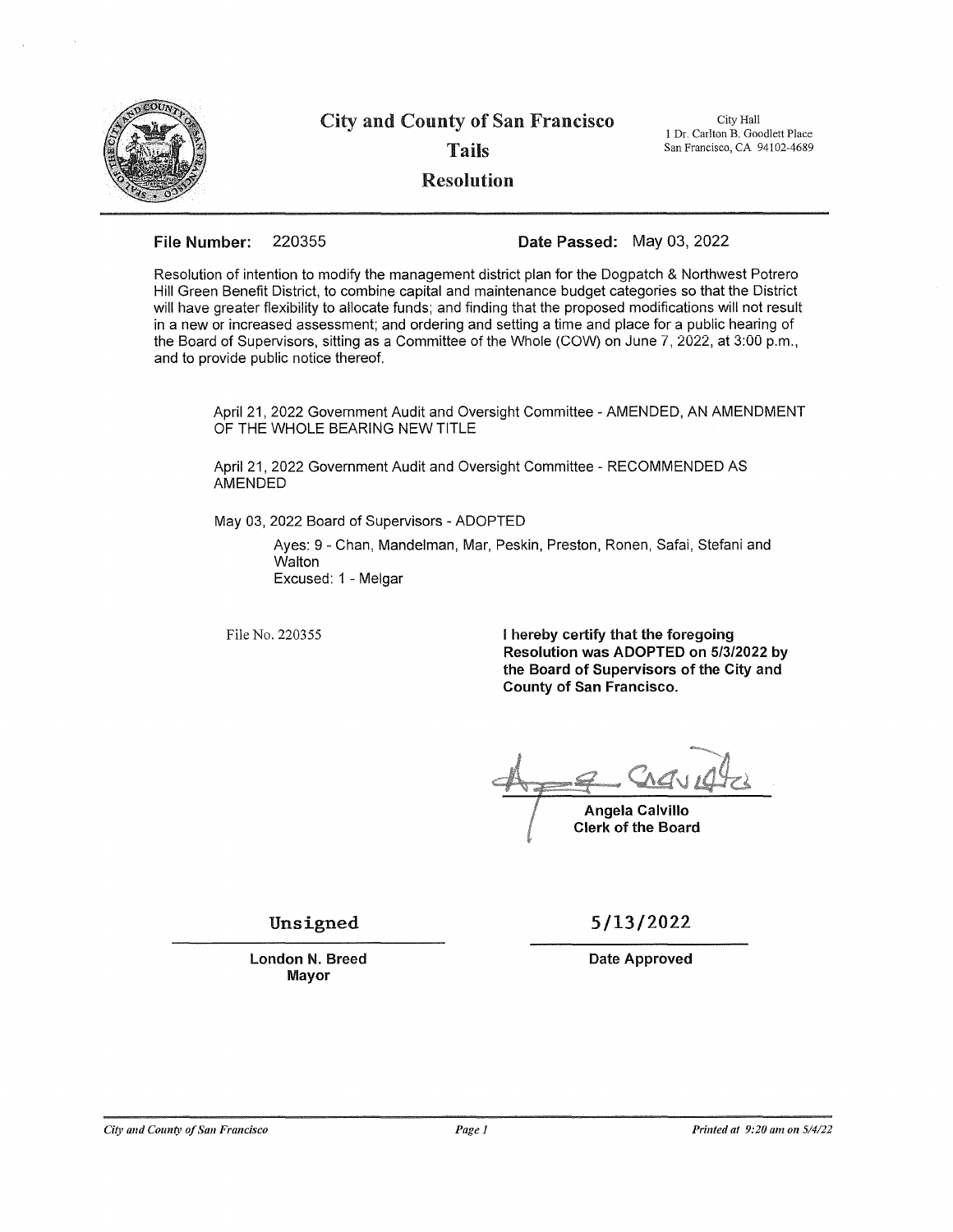# City and County of San Francisco

## Tails

## Resolution

City Hall
1 Dr. Carlton B. Goodlett Place
San Francisco, CA 94102-4689

**File Number:** 220355 **Date Passed:** May 03, 2022

Resolution of intention to modify the management district plan for the Dogpatch & Northwest Potrero Hill Green Benefit District, to combine capital and maintenance budget categories so that the District will have greater flexibility to allocate funds; and finding that the proposed modifications will not result in a new or increased assessment; and ordering and setting a time and place for a public hearing of the Board of Supervisors, sitting as a Committee of the Whole (COW) on June 7, 2022, at 3:00 p.m., and to provide public notice thereof.

April 21, 2022 Government Audit and Oversight Committee - AMENDED, AN AMENDMENT OF THE WHOLE BEARING NEW TITLE

April 21, 2022 Government Audit and Oversight Committee - RECOMMENDED AS AMENDED

May 03, 2022 Board of Supervisors - ADOPTED

Ayes: 9 - Chan, Mandelman, Mar, Peskin, Preston, Ronen, Safai, Stefani and Walton
Excused: 1 - Melgar

File No. 220355

**I hereby certify that the foregoing Resolution was ADOPTED on 5/3/2022 by the Board of Supervisors of the City and County of San Francisco.**

**Angela Calvillo**
**Clerk of the Board**

Unsigned

**London N. Breed**
**Mayor**

5/13/2022

**Date Approved**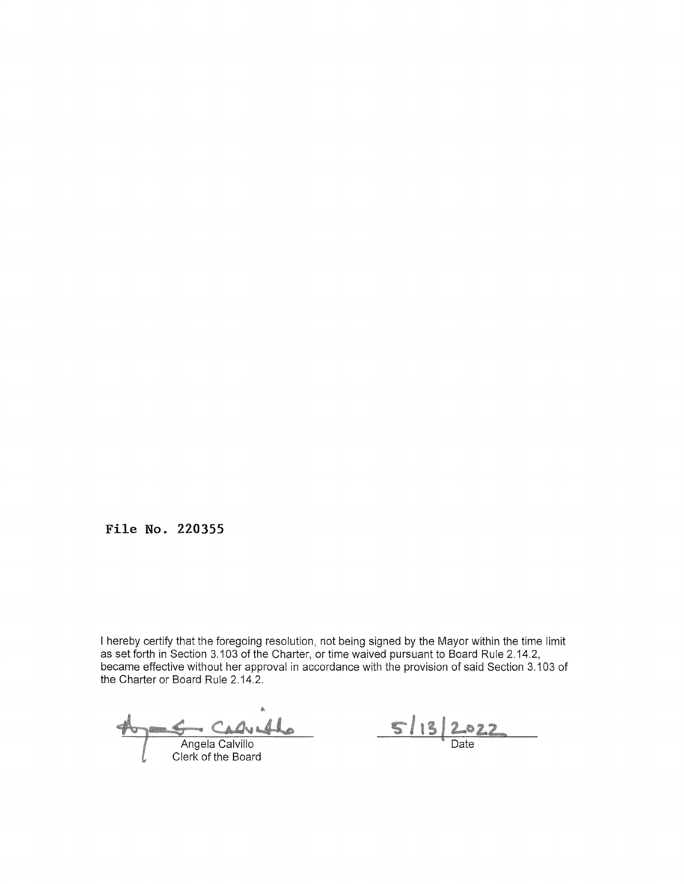**File No. 220355**

I hereby certify that the foregoing resolution, not being signed by the Mayor within the time limit as set forth in Section 3.103 of the Charter, or time waived pursuant to Board Rule 2.14.2, became effective without her approval in accordance with the provision of said Section 3.103 of the Charter or Board Rule 2.14.2.

Angela Calvillo
Clerk of the Board

5/13/2022
Date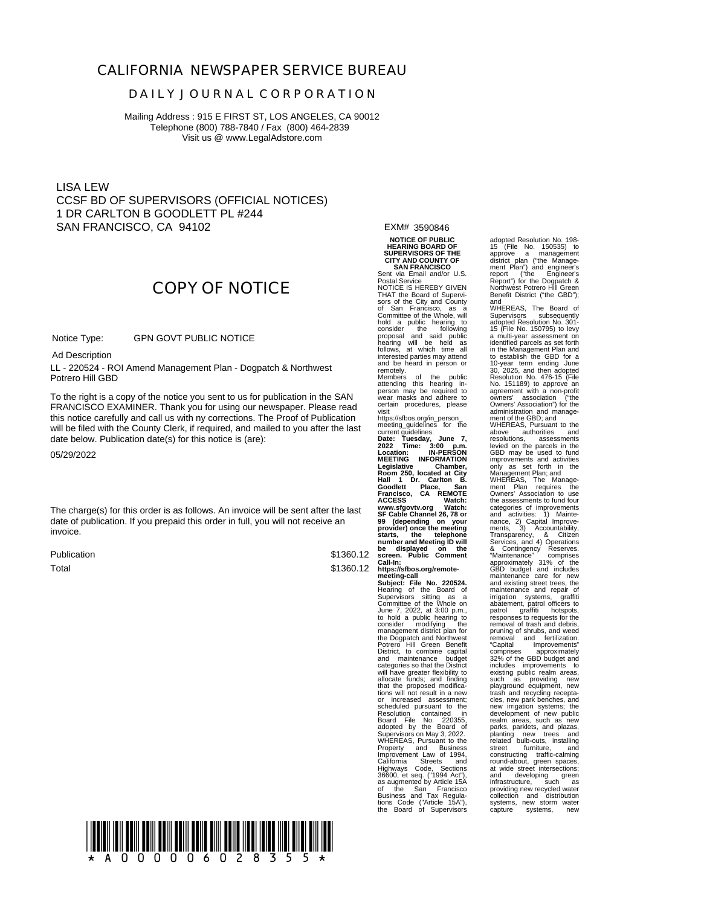# CALIFORNIA NEWSPAPER SERVICE BUREAU

## DAILY JOURNAL CORPORATION

Mailing Address : 915 E FIRST ST, LOS ANGELES, CA 90012
Telephone (800) 788-7840 / Fax (800) 464-2839
Visit us @ www.LegalAdstore.com

LISA LEW
CCSF BD OF SUPERVISORS (OFFICIAL NOTICES)
1 DR CARLTON B GOODLETT PL #244
SAN FRANCISCO, CA 94102

EXM# 3590846

# COPY OF NOTICE

Notice Type: GPN GOVT PUBLIC NOTICE

Ad Description

LL - 220524 - ROI Amend Management Plan - Dogpatch & Northwest Potrero Hill GBD

To the right is a copy of the notice you sent to us for publication in the SAN FRANCISCO EXAMINER. Thank you for using our newspaper. Please read this notice carefully and call us with ny corrections. The Proof of Publication will be filed with the County Clerk, if required, and mailed to you after the last date below. Publication date(s) for this notice is (are):

05/29/2022

The charge(s) for this order is as follows. An invoice will be sent after the last date of publication. If you prepaid this order in full, you will not receive an invoice.

| | |
|---|---|
| Publication | $1360.12 |
| Total | $1360.12 |

**NOTICE OF PUBLIC HEARING BOARD OF SUPERVISORS OF THE CITY AND COUNTY OF SAN FRANCISCO**

Sent via Email and/or U.S. Postal Service

NOTICE IS HEREBY GIVEN THAT the Board of Supervisors of the City and County of San Francisco, as a Committee of the Whole, will hold a public hearing to consider the following proposal and said public hearing will be held as follows, at which time all interested parties may attend and be heard in person or remotely.

Members of the public attending this hearing in-person may be required to wear masks and adhere to certain procedures, please visit https://sfbos.org/in_person_meeting_guidelines for the current guidelines.

**Date: Tuesday, June 7, 2022 Time: 3:00 p.m. Location: IN-PERSON MEETING INFORMATION Legislative Chamber, Room 250, located at City Hall 1 Dr. Carlton B. Goodlett Place, San Francisco, CA REMOTE ACCESS Watch: www.sfgovtv.org Watch: SF Cable Channel 26, 78 or 99 (depending on your provider) once the meeting starts, the telephone number and Meeting ID will be displayed on the screen. Public Comment Call-In: https://sfbos.org/remote-meeting-call**

**Subject: File No. 220524.** Hearing of the Board of Supervisors sitting as a Committee of the Whole on June 7, 2022, at 3:00 p.m., to hold a public hearing to consider modifying the management district plan for the Dogpatch and Northwest Potrero Hill Green Benefit District, to combine capital and maintenance budget categories so that the District will have greater flexibility to allocate funds; and finding that the proposed modifications will not result in a new or increased assessment; scheduled pursuant to the Resolution contained in Board File No. 220355, adopted by the Board of Supervisors on May 3, 2022.

WHEREAS, Pursuant to the Property and Business Improvement Law of 1994, California Streets and Highways Code, Sections 36600, et seq. ("1994 Act"), as augmented by Article 15A of the San Francisco Business and Tax Regulations Code ("Article 15A"), the Board of Supervisors adopted Resolution No. 198-15 (File No. 150535) to approve a management district plan ("the Management Plan") and engineer's report ("the Engineer's Report") for the Dogpatch & Northwest Potrero Hill Green Benefit District ("the GBD"); and

WHEREAS, The Board of Supervisors subsequently adopted Resolution No. 301-15 (File No. 150795) to levy a multi-year assessment on identified parcels as set forth in the Management Plan and to establish the GBD for a 10-year term ending June 30, 2025, and then adopted Resolution No. 476-15 (File No. 151189) to approve an agreement with a non-profit owners' association ("the Owners' Association") for the administration and management of the GBD; and

WHEREAS, Pursuant to the above authorities and resolutions, assessments levied on the parcels in the GBD may be used to fund improvements and activities only as set forth in the Management Plan; and

WHEREAS, The Management Plan requires the Owners' Association to use the assessments to fund four categories of improvements and activities: 1) Maintenance, 2) Capital Improvements, 3) Accountability, Transparency, & Citizen Services, and 4) Operations & Contingency Reserves. "Maintenance" comprises approximately 31% of the GBD budget and includes maintenance care for new and existing street trees, the maintenance and repair of irrigation systems, graffiti abatement, patrol officers to patrol graffiti hotspots, responses to requests for the removal of trash and debris, pruning of shrubs, and weed removal and fertilization. "Capital Improvements" comprises approximately 32% of the GBD budget and includes improvements to existing public realm areas, such as providing new playground equipment, new trash and recycling receptacles, new park benches, and new irrigation systems; the development of new public realm areas, such as new parks, parklets, and plazas, planting new trees and related bulb-outs, installing street furniture, and constructing traffic-calming round-about, green spaces, at wide street intersections; and developing green infrastructure, such as providing new recycled water collection and distribution systems, new storm water capture systems, new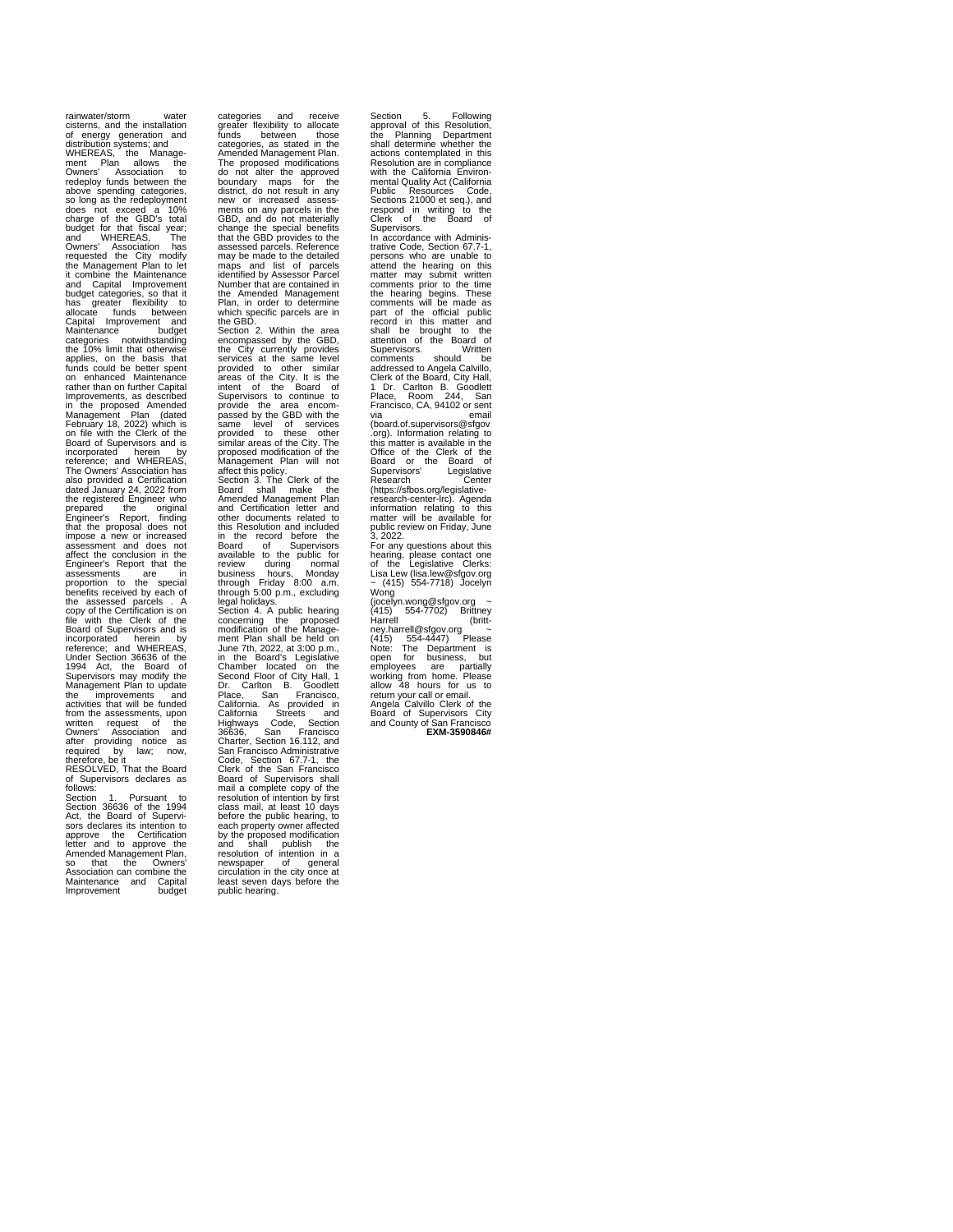rainwater/storm water cisterns, and the installation of energy generation and distribution systems; and

WHEREAS, the Management Plan allows the Owners' Association to redeploy funds between the above spending categories, so long as the redeployment does not exceed a 10% charge of the GBD's total budget for that fiscal year; and WHEREAS, The Owners' Association has requested the City modify the Management Plan to let it combine the Maintenance and Capital Improvement budget categories, so that it has greater flexibility to allocate funds between Capital Improvement and Maintenance budget categories notwithstanding the 10% limit that otherwise applies, on the basis that funds could be better spent on enhanced Maintenance rather than on further Capital Improvements, as described in the proposed Amended Management Plan (dated February 18, 2022) which is on file with the Clerk of the Board of Supervisors and is incorporated herein by reference; and WHEREAS, The Owners' Association has also provided a Certification dated January 24, 2022 from the registered Engineer who prepared the original Engineer's Report, finding that the proposal does not impose a new or increased assessment and does not affect the conclusion in the Engineer's Report that the assessments are in proportion to the special benefits received by each of the assessed parcels . A copy of the Certification is on file with the Clerk of the Board of Supervisors and is incorporated herein by reference; and WHEREAS, Under Section 36636 of the 1994 Act, the Board of Supervisors may modify the Management Plan to update the improvements and activities that will be funded from the assessments, upon written request of the Owners' Association and after providing notice as required by law; now, therefore, be it

RESOLVED, That the Board of Supervisors declares as follows:

Section 1. Pursuant to Section 36636 of the 1994 Act, the Board of Supervisors declares its intention to approve the Certification letter and to approve the Amended Management Plan, so that the Owners' Association can combine the Maintenance and Capital Improvement budget categories and receive greater flexibility to allocate funds between those categories, as stated in the Amended Management Plan. The proposed modifications do not alter the approved boundary maps for the district, do not result in any new or increased assessments on any parcels in the GBD, and do not materially change the special benefits that the GBD provides to the assessed parcels. Reference may be made to the detailed maps and list of parcels identified by Assessor Parcel Number that are contained in the Amended Management Plan, in order to determine which specific parcels are in the GBD.

Section 2. Within the area encompassed by the GBD, the City currently provides services at the same level provided to other similar areas of the City. It is the intent of the Board of Supervisors to continue to provide the area encompassed by the GBD with the same level of services provided to these other similar areas of the City. The proposed modification of the Management Plan will not affect this policy.

Section 3. The Clerk of the Board shall make the Amended Management Plan and Certification letter and other documents related to this Resolution and included in the record before the Board of Supervisors available to the public for review during normal business hours, Monday through Friday 8:00 a.m. through 5:00 p.m., excluding legal holidays.

Section 4. A public hearing concerning the proposed modification of the Management Plan shall be held on June 7th, 2022, at 3:00 p.m., in the Board's Legislative Chamber located on the Second Floor of City Hall, 1 Dr. Carlton B. Goodlett Place, San Francisco, California. As provided in California Streets and Highways Code, Section 36636, San Francisco Charter, Section 16.112, and San Francisco Administrative Code, Section 67.7-1, the Clerk of the San Francisco Board of Supervisors shall mail a complete copy of the resolution of intention by first class mail, at least 10 days before the public hearing, to each property owner affected by the proposed modification and shall publish the resolution of intention in a newspaper of general circulation in the city once at least seven days before the public hearing.

Section 5. Following approval of this Resolution, the Planning Department shall determine whether the actions contemplated in this Resolution are in compliance with the California Environmental Quality Act (California Public Resources Code, Sections 21000 et seq.), and respond in writing to the Clerk of the Board of Supervisors.

In accordance with Administrative Code, Section 67.7-1, persons who are unable to attend the hearing on this matter may submit written comments prior to the time the hearing begins. These comments will be made as part of the official public record in this matter and shall be brought to the attention of the Board of Supervisors. Written comments should be addressed to Angela Calvillo, Clerk of the Board, City Hall, 1 Dr. Carlton B. Goodlett Place, Room 244, San Francisco, CA, 94102 or sent via email (board.of.supervisors@sfgov.org). Information relating to this matter is available in the Office of the Clerk of the Board or the Board of Supervisors' Legislative Research Center (https://sfbos.org/legislative-research-center-lrc). Agenda information relating to this matter will be available for public review on Friday, June 3, 2022.

For any questions about this hearing, please contact one of the Legislative Clerks: Lisa Lew (lisa.lew@sfgov.org ~ (415) 554-7718) Jocelyn Wong (jocelyn.wong@sfgov.org ~ (415) 554-7702) Brittney Harrell (brittney.harrell@sfgov.org ~ (415) 554-4447) Please Note: The Department is open for business, but employees are partially working from home. Please allow 48 hours for us to return your call or email.

Angela Calvillo Clerk of the Board of Supervisors City and County of San Francisco

**EXM-3590846#**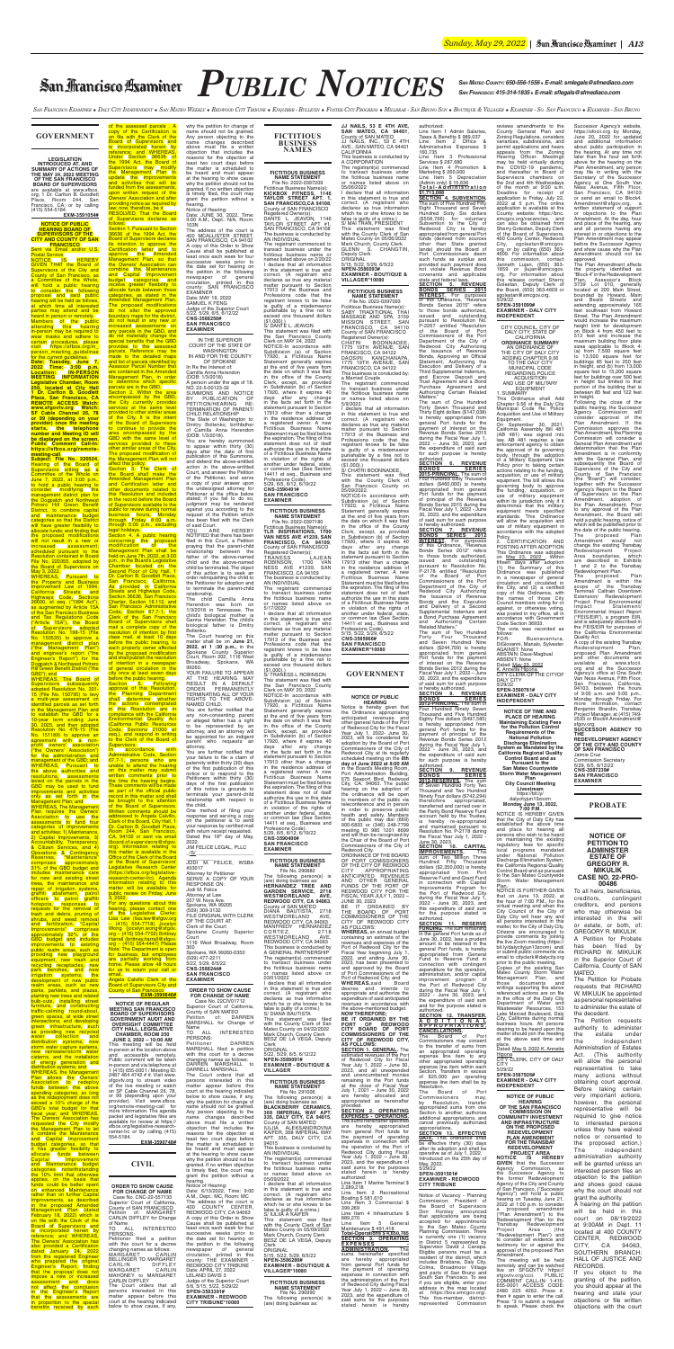# San Francisco Examiner *PUBLIC NOTICES*

SAN MATEO COUNTY: 650-556-1556 • E-mail: smlegals@sfmediaco.com
SAN FRANCISCO: 415-314-1835 • E-mail: sflegals@sfmediaco.com

SAN FRANCISCO EXAMINER • DALY CITY INDEPENDENT • SAN MATEO WEEKLY • REDWOOD CITY TRIBUNE • ENQUIRER-BULLETIN • FOSTER CITY PROGRESS • MILLBRAE - SAN BRUNO SUN • BOUTIQUE & VILLAGER • EXAMINER - SO. SAN FRANCISCO • EXAMINER - SAN BRUNO

## GOVERNMENT

**LEGISLATION INTRODUCED AT, AND SUMMARY OF ACTIONS OF THE MAY 24, 2022 MEETING OF THE SAN FRANCISCO BOARD OF SUPERVISORS** are available at www.sfbos.org; 1 Dr. Carlton B. Goodlett Place, Room 244, San Francisco, CA; or by calling (415) 554-5184.

**EXM-3591054**

**NOTICE OF PUBLIC HEARING BOARD OF SUPERVISORS OF THE CITY AND COUNTY OF SAN FRANCISCO**

Sent on or after: U.S. Postal Service

NOTICE IS HEREBY GIVEN THAT the Board of Supervisors of the City and County of San Francisco, as a Committee of the Whole, will hold a public hearing to consider the following proposal and said public hearing will be held as follows, at which time all interested parties may attend and be heard in person or remotely. Members of the public attending this hearing in-person must wear masks, and if they are unable to wear masks and adhere to certain procedures, please visit https://sfbos.org/in-person-meeting-guidelines for the current guidelines. **Date: Tuesday, June 7, 2022 Time: 3:00 p.m. Location: IN-PERSON MEETING Legislative Chamber, Room 250, located at City Hall 1 Dr. Carlton B. Goodlett Place, San Francisco, CA REMOTE ACCESS Watch: www.sfgovtv.org Watch: SF Cable Channel 26, 78 or 99 (depending on your provider) once the meeting starts, the telephone number and Meeting ID will be displayed on the screen. Public Comment Call-In: https://sfbos.org/remote-meeting-call**

**Subject: File No. 220524.** Hearing of the Board of Supervisors sitting as a Committee of the Whole on June 7, 2022, at 3:00 p.m., to hold a public hearing to consider approval of the management district plan for the Dogpatch and Northwest Potrero Hill Green Benefit District, to combine capital and maintenance budget categories so that the District will have greater flexibility to allocate funds and finding that the proposed modifications will not result in any increased assessment; scheduled pursuant to the Resolution contained in Board File No. 220383, adopted by the Board of Supervisors on May 3, 2022.

Pursuant to the Property and Business Improvement Law of 1994, California Streets and Highways Code, Sections 36600, et seq., ("1994 Act"), as augmented by Article 15A of the San Francisco Business and Tax Regulations Code ("Article 15A"), the Board of Supervisors adopted Resolution No. 198-15 (File No. 150360) to approve a management district plan ("the Management Plan") and engineer's report ("the Engineer's Report") for the Dogpatch & NorthWest Potrero Hill Green Benefit District (the "GBD") and WHEREAS, the Board of Supervisors subsequently adopted Resolution No. 301-15 (File No. 150765) to levy a multi-year assessment on identified parcels in the GBD pursuant to the Management Plan and to establish the GBD for a 10-year term ending June 30, 2025; and the amended Resolution No. 151168 to approve an agreement with a non-profit owners' association (the "Owners' Association") for the administration and management of the GBD; and WHEREAS, the Management Plan requires the Owners' Association to prepare and WHEREAS, the Management Plan requires the Owners' Association to fund the above authorized improvements and services, and activities; and assessments levied on the parcels in the GBD may be used to fund improvements, activities and services as they are set out in the Management Plan: (1) Maintenance, (2) Capital Improvements, (3) Advocacy, Programming & Citizen Services, and 4) Operations & Contingency Reserves; "Maintenance" comprises approximately 51% of the GBD's budget and includes maintenance care for new and existing street trees, the maintenance and repair of irrigation systems, graffiti abatement, patrol officers to patrol graffiti hotspots, responses to requests for removal of trash and debris, pruning of shrubs and weed removal from medians and sidewalks, and similar services; "Capital Improvements" comprises approximately 32% of the GBD budget and includes improvements to existing public realm areas, such as providing new amenities and equipment, new trash and recycling receptacles, new park benches and new irrigation systems, new decorative lighting, new art and signage, new parks, parklets, and plazas, planting new trees and related bulb-outs, installing street furniture and public art and traffic-calming round-about, green spaces at street intersection and developing green infrastructure, such as stormwater retention; and WHEREAS, the Management Plan allows the Owners' Association to reallocate funds between the above spending categories, so long as the reallocation does not exceed a 10% change of the GBD's total budget for that fiscal year; and WHEREAS, the Owners' Association has requested that the City modify the Management Plan to be to combine the Maintenance and Capital Improvement budget categories so that it has greater flexibility to allocate funds to Capital Improvements and Maintenance and anticipates needing to exceed the 10% limit that otherwise applies, on the basis that funds could be better spent on enhanced Maintenance, rather than on further Capital improvements, as described in the proposed Amended Management Plan dated February 16, 2022 which is on file with the Clerk of the Board of Supervisors and is incorporated herein by reference; and WHEREAS, The Owners' Association has also submitted a letter dated January 24, 2022 from the registered Engineer who prepared the original Engineer's Report finding that the proposed changes to the Management Plan will not affect the conclusion in the Engineer's Report that the assessments are in proportion to the special benefits received by each of the assessed parcels. A copy of the Certification is on file with the Clerk of the Board of Supervisors and is incorporated herein by reference; and WHEREAS, Under Section 36636 of the 1994 Act, the Board of Supervisors may modify the Management Plan to change the improvements and activities that will be funded with assessments, upon written request of the Owners' Association and after providing notice as required by law; and WHEREAS, the Board of Supervisors declares its intention to approve the Certification letter and to approve the Amended Management Plan, so that the Owners' Association can combine the Maintenance and Capital Improvement budget categories and receive greater flexibility to allocate funds between those categories, as stated in the Amended Management Plan. The proposed modifications do not alter the approved boundary maps for the district, do not result in any new or increased assessments on any parcels in the GBD, and do not materially change the special benefits that the GBD provides to the assessed parcels. Section 1. Pursuant to Section 36636 of the 1994 Act, the Board of Supervisors declares its intention to approve the Certification letter and to approve the Amended Management Plan, so that the Owners' Association can combine the Maintenance and Capital Improvement budget categories and receive greater flexibility to allocate funds between those categories, as stated in the Amended Management Plan. The proposed modifications do not alter the approved boundary maps for the district, do not result in any new or increased assessments on any parcels in the GBD, and do not materially change the special benefits that the GBD provides to the assessed parcels. A copy of the Amended Management Plan shall be made to the detailed maps and list of parcels identified by Assessor Parcel Number that are contained in the Amended Management Plan; (2) modify in order to determine which specific parcels are in the GBD. Section 2. Within the area encompassed by the GBD, the Owners' Association continues to provide services at the same level provided in other similar areas of the City. It is the intent of the Board of Supervisors to continue to provide the GBD encompassed by the GBD at the same level of services provided to these other similar areas of the City. The proposed modification of the Management Plan will not affect this intent. Section 3. The Clerk of the Board shall make the Amended Management Plan and Certification letter, and all other documents related to the Resolution and included in the record before the Board of Supervisors available to the public for review during normal business hours, Monday through Friday, 8:00 a.m. through 5:00 p.m., excluding legal holidays. Section 4. A public hearing on the approval of the proposed modifications to the Management Plan shall be held on June 7th, 2022, at 3:00 p.m., in the Board's Legislative Chamber, Room 250, at Second Floor of City Hall, 1 Dr. Carlton B. Goodlett Place, San Francisco, California. As provided in California Streets and Highways Code, Section 36636, San Francisco Charter, Section 16.112, and San Francisco Administrative Code, Section 67.7-1, the Clerk of the San Francisco Board of Supervisors shall publish a certified copy of the resolution of intention by first class mail, at least 10 days before the public hearing, to each property owner affected by the proposed modification and shall publish the resolution of intention in a newspaper of general circulation in the City that is at least seven days before the public hearing. Section 5. Following approval of this Resolution, the Planning Department shall determine whether the actions contemplated in this Resolution are in compliance with the California Environmental Quality Act (California Public Resources Code, Sections 21000, et seq.), and respond in writing to the Clerk of the Board of Supervisors.

In accordance with Administrative Code, Section 67.7-1, persons who are unable to attend the hearing on this matter may submit written comments prior to the time the hearing begins. These comments will be made as part of the official public record in this matter and shall be brought to the attention of the Board of Supervisors. Written comments should be addressed to Angela Calvillo, Clerk of the Board, City Hall, 1 Dr. Carlton B. Goodlett Place, Room 244, San Francisco, CA, 94102 or sent via email (board.of.supervisors@sfgov.org). Information relating to this matter is available in the Office of the Clerk of the Board or the Board of Supervisors' Legislative Research Center (https://sfbos.org/legislative-research-center-lrc). Agenda information relating to this matter will be available for public review on Friday, June 3, 2022.

For any questions about this hearing, please contact the Clerk of the Legislative Clerk: Jocelyn Wong (jocelyn.wong@sfgov.org ~ (415) 554-7702) (Jocelyn Wong (jocelyn.wong@sfgov.org ~ (415) 554-7702) Brittney Harrell (brittney.harrell@sfgov.org ~ (415) 554-4447) Please Note: The Department is open for business, but employees are partially working from home. Please allow 48 hours for us to return your call or email.

Angela Calvillo, Clerk of the Board of Supervisors City and County of San Francisco

**EXM-3590844**

**NOTICE OF REGULAR MEETING SAN FRANCISCO BOARD OF SUPERVISORS GOVERNMENT AUDIT AND OVERSIGHT COMMITTEE CITY HALL, LEGISLATIVE CHAMBER, ROOM 250 JUNE 2, 2022 - 10:00 AM**

This meeting will be held in-person at the location above and accessible remotely. Public comment will be taken in-person and via telephone at the meeting. Call-In: Meeting ID: 2487 464 4742 # # Visit www.sfgovtv.org to stream the video of the meeting or watch on SF Cable Channel 26, 78, or 99 (depending upon your provider). Visit www.sfbos.org/remote-meeting-call for more information. The agenda packet and legislative files are available for review at https://sfbos.org/legislative-research-center-lrc or by calling (415) 554-5184.

**EXM-3590749**

## CIVIL

**ORDER TO SHOW CAUSE FOR CHANGE OF NAME**

Case No. CNC-22-557133

Superior Court of California, County of SAN FRANCISCO Petition of MARGARET CARLIN DIFFLEY for Change of Name

TO ALL INTERESTED PERSONS:

Petitioner filed a petition with this court for a decree changing names as follows: MARGARET CARLIN DIFFLEY to MARGARET CARLIN MAHONEY MARGARET CARLIN DIFFLEY The Court orders that all persons interested in this matter appear before this court at the hearing indicated below to show cause, if any, why the petition for change of name should not be granted. Any person objecting to the name changes described above must file a written objection that includes the reasons for the objection at least two court days before the matter is scheduled to be heard and must appear at the hearing to show cause why the petition should not be granted. If no written objection is timely filed, the court may grant the petition without a hearing.

Notice of Hearing: Date: JUNE 30, 2022, Time: 9:00 A.M., Dept.: 103N, Room: 103N

The address of the court is 400 MCALLISTER STREET, SAN FRANCISCO, CA 94102 A copy of this Order to Show Cause shall be published at least once each week for four successive weeks prior to the date set for hearing on the petition in the following newspaper of general circulation, printed in this county: SAN FRANCISCO EXAMINER

Date: MAY 16, 2022 SAMUEL K FENG Judge of the Superior Court 5/22, 5/29, 6/5, 6/12/22

**CNS-3586259# SAN FRANCISCO EXAMINER**

IN THE SUPERIOR COURT OF THE STATE OF WASHINGTON IN AND FOR THE COUNTY OF SPOKANE

In Re the Interest of: Camila Anna Hanneman

DOB: 1/23/2007

A person under the age of 18.

NO. 22-5-00123-32

SUMMONS AND NOTICE BY PUBLICATION OF PETITION/HEARING RE: TERMINATION OF PARENT CHILD RELATIONSHIP

The State of Washington to: Timothy Bolleiko, birthfather of Camila Anna Hanneman (DOB 1/23/2007).

You are hereby summoned to appear within thirty (30) days after the date of first publication of this Summons, and defend the above-entitled action in the above-entitled court, and answer the Petition and serve a copy of your answer upon the undersigned attorney for Petitioner at the office below stated. If you fail to do so, judgment may be rendered against you according to the request of the Petition, which has been filed with the Clerk of said Court.

YOU ARE HEREBY NOTIFIED that there has been filed in the above entitled court a Petition requesting that the parent-child relationship between the father of the above-named child and the above-named child be terminated. The object of the action is to seek an order terminating the rights of the Petitioner for adoption and to terminate the parent-child relationship.

The child Camila Anna Hanneman was born on 1/23/2018 in Tennessee. The child's biological mother is Gienna Heinrichs. The child's biological father is Dmitry Bolleiko.

The court hearing on this matter is to be on **June 21, 2022, at 1:30 p.m.**, in the Spokane County Superior Court, Room 202, 1116 West Broadway, Spokane, WA 99260.

YOUR FAILURE TO APPEAR AT THE HEARING MAY RESULT IN A DEFAULT ORDER PERMANENTLY TERMINATING ALL OF YOUR RIGHTS TO THE ABOVE NAMED CHILD.

You are further notified that any non-consenting parent or alleged father has a right to be represented by an attorney and an attorney will be appointed for an indigent parent who requests an attorney.

You are further notified that your failure to file a claim of paternity within thirty (30) days of the first publication of this notice or to respond to this notice within thirty (30) days of the first publication of this notice is grounds to terminate your parent-child relationship with respect to the child.

One method of filing your response and serving a copy on the petitioner is to send your response by certified mail with return receipt requested. Dated this 19th day of May, 2022.

JIM FEUCE LEGAL, PLLC

/s/

JODI M. FELICE, WSBA #35017

Attorney for Petitioner

SERVE A COPY OF YOUR RESPONSE ON:

Jodi M. Felice
Attorney at Law
327 W. Nora Ave.
Spokane, WA 99205
(509) 309-3132

FILE ORIGINAL WITH CLERK OF THE COURT AT:

Clerk of the Court
Spokane County Superior Court
1116 West Broadway, Rm 300
Spokane, WA 99260-0350
(509) 477-2211
5/22, 5/29, 6/5/22

**CNS-3585888# SAN FRANCISCO EXAMINER**

**ORDER TO SHOW CAUSE FOR CHANGE OF NAME**

Case No. 22CIV01170

Superior Court of California, County of SAN MATEO

Petition of DARREN MARSHALL for Change of Name

TO ALL INTERESTED PERSONS:

Petitioner DARREN MARSHALL filed a petition with this court for a decree changing names as follows: DARREN MARSHALL to DARREN MARSHALL-OGIKA

The Court orders that all persons interested in this matter appear before this court at the hearing indicated below to show cause, if any, why the petition for change of name should not be granted. Any person objecting to the name changes described above must file a written objection that includes the reasons for the objection at least two court days before the matter is scheduled to be heard and must appear at the hearing to show cause why the petition should not be granted. If no written objection is timely filed, the court may grant the petition without a hearing.

Notice of Hearing: Date: 6/13/2022, Time: 9:00 A.M., Dept.: MC, Room: MC

The address of the court is HALL OF JUSTICE - 400 COUNTY CENTER, REDWOOD CITY, CA 94063 A copy of this Order to Show Cause shall be published at least once each week for four successive weeks prior to the date set for hearing on the petition in the following newspaper of general circulation, printed in this county: THE EXAMINER - REDWOOD CITY TRIBUNE

Date: APRIL 22, 2022 LELAND DAVIS 3 Judge of the Superior Court

5/8, 5/15, 5/22, 5/29/22

**NPEN-3583379# EXAMINER - REDWOOD CITY TRIBUNE** 10080

## FICTITIOUS BUSINESS NAMES

**FICTITIOUS BUSINESS NAME STATEMENT**

File No. 2022-0397309

Fictitious Business Name(s): **KICKBOX FITNESS, 1148 TAYLOR STREET APT. 1, SAN FRANCISCO, CA 94108**, County of SAN FRANCISCO Registered Owner(s): DANTE L. JEAVON, 1148 TAYLOR STREET APT. #1, SAN FRANCISCO, CA 94108

This business is conducted by: AN INDIVIDUAL

The registrant commenced to transact business under the fictitious business name or names listed above on 2/23/22

I declare that all information in this statement is true and correct. (A registrant who declares as true any material matter pursuant to Section 17913 of the Business and Professions code that the registrant knows to be false is guilty of a misdemeanor punishable by a fine not to exceed one thousand dollars ($1,000).)

S/ DANTE L JEAVON,

This statement was filed with the Assessor-Recorder of the City and County of San Francisco on 05/06/2022.

NOTICE-In accordance with Subdivision (a) of Section 17920, a Fictitious Name Statement generally expires at the end of five years from the date on which it was filed in the office of the County Clerk, except, as provided in Subdivision (b) of Section 17920, where it expires 40 days after any change in the facts set forth in the statement pursuant to Section 17913 other than a change in the residence address of a registered owner. A new Fictitious Business Name Statement must be filed before the expiration. The filing of this statement does not of itself authorize the use in this state of a Fictitious Business Name in violation of the rights of another under federal, state, or common law (See Section 14411 et seq., Business and Professions Code).

5/29, 6/5, 6/12, 6/19/22

**CNS-3590990# SAN FRANCISCO EXAMINER**

**FICTITIOUS BUSINESS NAME STATEMENT**

File No. 2022-0397160

Fictitious Business Name(s): **TLR INSPIRATIONS, 1700 VAN NESS AVE #1230, SAN FRANCISCO, CA 94109**, County of SAN FRANCISCO Registered Owner(s): TRANESE LAJEAN ROBINSON, 1700 VAN NESS AVE #1230, SAN FRANCISCO, CA 94109

This business is conducted by: AN INDIVIDUAL

The registrant commenced to transact business under the fictitious business name or names listed above on 5/17/2022

I declare that all information in this statement is true and correct. (A registrant who declares as true any material matter pursuant to Section 17913 of the Business and Professions code that the registrant knows to be false is guilty of a misdemeanor punishable by a fine not to exceed one thousand dollars ($1,000).)

S/ TRANESE L ROBINSON

This statement was filed with the Assessor-Recorder of the City and County of San Francisco on 05/03/2022.

NOTICE-In accordance with Subdivision (a) of Section 17920, a Fictitious Name Statement generally expires at the end of five years from the date on which it was filed in the office of the County Clerk, except, as provided in Subdivision (b) of Section 17920, where it expires 40 days after any change in the facts set forth in the statement pursuant to Section 17913 other than a change in the residence address of a registered owner. A new Fictitious Business Name Statement must be filed before the expiration. The filing of this statement does not of itself authorize the use in this state of a Fictitious Business Name in violation of the rights of another under federal, state, or common law (See Section 14411 et seq., Business and Professions Code).

5/29, 6/5, 6/12, 6/19/22

**CNS-3590464# SAN FRANCISCO EXAMINER**

**FICTITIOUS BUSINESS NAME STATEMENT**

File No. 290811

The following person(s) is (are) doing business as: **HERNANDEZ TREE AND GARDEN SERVICE, 2718 WESTMORELAND AVE, REDWOOD CITY, CA 94063**, County of SAN MATEO Registrant(s): MAXIMINO DIANA BAUTISTA, 2718 WESTMORELAND AVE, REDWOOD CITY, CA 94063; MAXIMINO HERNANDEZ CORTEZ, 2718 WESTMORELAND AVE, REDWOOD CITY, CA 94063

This business is conducted by: A GENERAL PARTNERSHIP

The registrant(s) commenced to transact business under the fictitious business name or names listed above on 03/01/2022

I declare that all information in this statement is true and correct. (A registrant who declares as true information which he or she knows to be false is guilty of a crime.)

S/ DIANA BAUTISTA,

This statement was filed with the County Clerk of San Mateo County on 04/22/2022 Mark Church, County Clerk

BEDE OE LA VEGA, Deputy Clerk

ORIGINAL

5/22, 5/29, 6/5, 6/12/22

**NPEN-3589891# EXAMINER - BOUTIQUE & VILLAGER**

**FICTITIOUS BUSINESS NAME STATEMENT**

File No. 291058

The following person(s) is (are) doing business as: **BLACKSTONE PLUMBERS, 350 IMPERIAL WAY APT 305, DALY CITY, CA 94015**, County of SAN MATEO

IULIAN ALEXANDROVNA NATASHA BRIZGUNOVA, 350 IMPERIAL WAY, APT. 305, DALY CITY, CA 94015

This business is conducted by: AN INDIVIDUAL

The registrant(s) commenced to transact business under the fictitious business name or names listed above on 05/02/2022

I declare that all information in this statement is true and correct. (A registrant who declares as true information which he or she knows to be false is guilty of a crime.)

S/ IULIA ALXANDROVNA,

This statement was filed with the County Clerk of San Mateo County on 05/09/2022 Mark Church, County Clerk

BEDE OE LA VEGA, Deputy Clerk

ORIGINAL

5/15, 5/22, 5/29, 6/5/22

**NPEN-3586280# EXAMINER - BOUTIQUE & VILLAGER**

**FICTITIOUS BUSINESS NAME STATEMENT**

File No. 290980

The following person(s) is (are) doing business as: **JJ NAILS, 53 E 4TH AVE, SAN MATEO, CA 94401**, County of SAN MATEO

JJ NAILS, INC., 53 E 4TH AVE., SAN MATEO, CA 94401 CALIFORNIA

This business is conducted by: A CORPORATION

The registrant(s) commenced to transact business under the fictitious business name or names listed above on 05/02/2022

I declare that all information in this statement is true and correct. (A registrant who declares as true information which he or she knows to be false is guilty of a crime.)

S/ MAI PHAN, PRESIDENT

This statement was filed with the County Clerk of San Mateo County on 05/06/2022 Mark Church, County Clerk

GLENN S. CHANGTIN, Deputy Clerk

ORIGINAL

5/15, 5/22, 5/29, 6/5/22

**NPEN-3586909# EXAMINER - BOUTIQUE & VILLAGER** 10080

**FICTITIOUS BUSINESS NAME STATEMENT**

File No. 2022-0397023

Fictitious Business Name(s): (1) BABY TRADITIONAL THAI MASSAGE AND SPA, 3150 MISSION STREET, SAN FRANCISCO, CA 94110 County of SAN FRANCISCO Registered Owner(s): CHATRI BOONBANDE, 1773 19TH AVENUE, SAN FRANCISCO, CA 94122, DAOSOPA KANCHANA, 1773 19TH AVENUE, SAN FRANCISCO, CA 94122

This business is conducted by: A Married Couple

The registrant commenced to transact business under the fictitious business name or names listed above on 5/9/2022

I declare that all information in this statement is true and correct. (A registrant who declares as true any material matter pursuant to Section 17913 of the Business and Professions code that the registrant knows to be false is guilty of a misdemeanor punishable by a fine not to exceed one thousand dollars ($1,000).)

S/ CHATRI BOONBANDE,

This statement was filed with the County Clerk of San Francisco County on 05/09/2022

NOTICE-In accordance with Subdivision (a) of Section 17920, a Fictitious Name Statement generally expires at the end of five years from the date on which it was filed in the office of the County Clerk, except, as provided in Subdivision (b) of Section 17920, where it expires 40 days after any change in the facts set forth in the statement pursuant to Section 17913 other than a change in the residence address of a registered owner. A new Fictitious Business Name Statement must be filed before the expiration. The filing of this statement does not of itself authorize the use in this state of a Fictitious Business Name in violation of the rights of another under federal, state, or common law (See Section 14411 et seq., Business and Professions Code).

5/15, 5/22, 5/29, 6/5/22

**CNS-3585694# SAN FRANCISCO EXAMINER**

## GOVERNMENT

**NOTICE OF PUBLIC HEARING**

Notice is hereby given that the Ordinances appropriating certain revenues and other general funds of the Port of Redwood City for the Fiscal Year July 1, 2022 - June 30, 2023 will be considered for adoption by the Board of Port Commissioners of the Port of Redwood City at a regularly scheduled meeting on the **8th day of June 2022 at 6:00 PM** in the Board's Meeting Room, Port Administration Building, 675 Seaport Boulevard, Redwood City, CA 94063. The public hearing on the adoption of the ordinance will be open for members of the public via Zoom and may attend in person in order to preserve public health and safety. Members of the public may dial (669) 900-6833 or (346) 248-7799 meeting ID 985 1201 8699 and will then be recognized by the Chair of the Board of Port Commissioners of the City of Redwood City.

ORDINANCE OF THE BOARD OF PORT COMMISSIONERS OF THE CITY OF REDWOOD CITY APPROPRIATING ANTICIPATED REVENUES AND OTHER GENERAL FUNDS OF THE PORT OF REDWOOD CITY FOR THE FISCAL YEAR JULY 1, 2022 - JUNE 30, 2023

BE IT ORDAINED BY THE BOARD OF PORT COMMISSIONERS OF THE CITY OF REDWOOD CITY AS FOLLOWS:

**WHEREAS**, an annual budget containing an estimate of the revenues and expenses of the Port of Redwood City for the Fiscal Year July 1, 2022 - June 30, 2023, has been presented to and approved by the Board of Port Commissioners of the Port of Redwood City; and

**WHEREAS**, said Board desires and intends to provide for the appropriation of expenditure of said anticipated revenues in accordance with the above-mentioned budget.

**NOW THEREFORE:**

**THE BOARD OF PORT COMMISSIONERS OF THE PORT OF REDWOOD CITY DOES ORDAIN AS FOLLOWS:**

**SECTION 1. GENERAL:** The estimated revenues of the Port of Redwood City for Fiscal Year July 1, 2022 - June 30, 2023, and all unexpended and unencumbered revenues remaining in the Port's funds at the close of Fiscal Year July 1, 2021 - June 30, 2022 are hereby allocated and appropriated as hereinafter provided.

**SECTION 2. OPERATING EXPENSES - OPERATIONS:** The following sums of money are hereby appropriated from Revenue for the payment of operating expense in connection with the operation of the Port of Redwood City during Fiscal Year July 1, 2022 - June 30, 2023, and the expenditure of said sums for the purposes stated herein is hereby authorized:

Line Item 1 Marine Terminal $ 2,289,216
Line Item 2 Recreational Boating $ 581,610
Line Item 3 Commercial $ 400,270
Line Item 4 Infrastructure $ 469,260
Line Item 5 General Maintenance $ 491,418
**Total-Operations $4,230,773**

**SECTION 3. OPERATING EXPENSES - ADMINISTRATION:** The sums hereinafter specified are hereby appropriated from general Port funds for the payment of operating expenses in connection with the administration of the Port of Redwood City during Fiscal Year July 1, 2022 - June 30, 2023, and the expenditure of said sums for the purposes stated herein is hereby authorized.

Line Item 1 Admin Salaries, Taxes & Benefits $ 989,037
Line Item 2 Office & Administrative Expenses $ 160,735
Line Item 3 Professional Services $ 287,680
Line Item 4 Promotion & Marketing $ 260,000
Line Item 5 Depreciation (Admin only) $ 16,626
**Total-Administration $1,713,080**

**SECTION 4. SUBVENTION.** The sum of Five Hundred Fifty Eight Thousand and Seven Hundred Sixty Six dollars ($558,766) for voluntary Subvention to the City of Redwood City is hereby appropriated from general Port funds (derived from sources other than State granted lands) should the Board of Port Commissioners deem such funds as surplus and provided said payment does not violate Revenue Bond covenants and applicable state and federal laws.

**SECTION 5. REVENUE BONDS SERIES 2015 - PRINCIPAL AND INTEREST.** For purposes of the "Revenue Bonds Series 2015" refers to those bonds authorized, issued and outstanding pursuant to Resolution No. P-2957 of the Board of Port Commissioners of the Port Department of the City of Redwood City Authorizing the Issuance of Revenue Bonds, Approving an Official Statement, Authorizing the Execution and Delivery of a Third Supplemental Indenture, and Escrow Agreement and a Bond Purchase Agreement and Authorizing Certain Related Matters."

The sum of One Hundred Forty Seven Thousand and Thirty Eight dollars ($147,038) is hereby appropriated from general Port funds for the payment of interest on the Revenue Bonds Series 2015 during the Fiscal Year July 1, 2022 - June 30, 2023, and the expenditure of said sum for such purposes is hereby authorized.

**SECTION 6. REVENUE BONDS SERIES 2015 - PRINCIPAL.** The sum of Thirty Thousand dollars ($30,000) is hereby appropriated from general Port funds for the payment of principal of the Revenue Bonds Series 2015 during the Fiscal Year July 1, 2022 - June 30, 2023, and the expenditure of said sum for such purposes is hereby authorized.

**SECTION 7. REVENUE BONDS SERIES 2018 - PRINCIPAL AND INTEREST.** For purposes of this Ordinance, "Revenue Bonds Series 2018" refers to those bonds authorized, issued and outstanding pursuant to Resolution No. P-2718 entitled "Resolution of the Board of Port Commissioners of the Port Department of the City of Redwood City Authorizing the Issuance of Revenue Bonds and the Execution and Delivery of a Second Supplemental Indenture and a Bond Purchase Agreement and Authorizing Certain Related Matters."

The sum of Two Hundred Forty Thousand and Seven Hundred Nine dollars ($244,709) is hereby appropriated from general Port funds for the payment of interest on the Revenue Bonds Series 2018 during the Fiscal Year July 1, 2022 - June 30, 2023, and the expenditure of said sum for such purposes is hereby authorized.

**SECTION 8. REVENUE BONDS SERIES 2018 - PRINCIPAL.** The sum of Four Hundred Ninety Seven Thousand and Eighty Five dollars ($497,085) is hereby appropriated from general Port funds for the payment of principal of the Revenue Bonds Series 2012 during the Fiscal Year July 1, 2022 - June 30, 2023 and the expenditure of said sum for such purposes is hereby authorized.

**SECTION 9. REVENUE BONDS SERIES 2018 PRINCIPAL.** The sum of Seven Hundred Forty Two Thousand Two Hundred Ninety Four dollars ($742,294) therefore appropriated, transferred and carried over in the Party-Bond Reserve Fund Subaccount held by the Trustee is hereby re-appropriated and maintained pursuant to Resolution No. P-2718 during the Fiscal Year July 1, 2022 - June 30, 2023.

**SECTION 10. CAPITAL IMPROVEMENTS.** The sum of Two Million Three Hundred Fifty Thousand dollars ($2,350,000) is hereby appropriated from Reserve Fund and Grant Fund in connection with Capital Improvement Program for the Port of Redwood City during the Fiscal Year July 1, 2022 - June 30, 2023 and the expenditure of said sum for such purposes is hereby authorized.

**SECTION 11. RESERVE FUNDING.** The sum remaining in the general Port funds as of June 30, 2022, less a prudent amount to be retained in the general Port funds, is hereby appropriated from General Fund to Reserve Fund in connection with contingent expenditures for the operation, administration, and/or capital improvement of the Port of Redwood City during the Fiscal Year July 1, 2022 - June 30, 2023, and the expenditure of said sum and for the purposes stated is authorized.

**SECTION 12. TRANSFER APPROPRIATIONS; CANCELLATION.**

The Board of Port Commissioners may consent to the transfer of sums from any appropriated operating expense line item to any other appropriated operating expense line item within each Section. Transfers in excess of $25,000 per operating expense line item shall be by Resolution.

The Board of Port Commissioners may, by Resolution, transfer appropriations to Sections and/or Section to another, authorize additional appropriations, and cancel previously authorized appropriations.

**SECTION 13. EFFECTIVE DATE.** This Ordinance shall be effective thirty (30) days after its adoption and shall be operative as of July 1, 2022.

Introduced on the 25th day of May, 2022.

5/29/22

**NPEN-3591509# EXAMINER - REDWOOD CITY TRIBUNE**

Notice of Hearing - Planning Commission: President of the Board of Supervisors Don Horsley announced that applications are being accepted for appointments to the San Mateo County Planning Commission. There is currently one (1) vacancy in District 5 represented by Supervisor David J. Canepa. Eligible persons must be a resident of District 5 which includes Brisbane, Daly City, Colma, Broadmoor Village and parts of San Bruno and South San Francisco. To see if your address is in District 5, please enter your residence address in the map located at https://bos.smcgov.org/. This five-member, district-represented Commission reviews amendments to the County General Plan and Zoning Regulations, considers variances, subdivisions, and permit applications and hears appeals from the Zoning Hearing Officer. Meetings are held virtually because of the COVID-19 pandemic, and thereafter in Board of Supervisors chambers on the 2nd and 4th Wednesdays of each month at 9:00 a.m. Deadlines for receipt of application is Friday, July 22, 2022 at 5 p.m. The online application and information is available at https://bos.smcgov.org/vacancies, and can also be obtained from Sherry Golestan, Deputy Clerk of the Board of Supervisors, 400 County Center, Redwood City, sgolestan@smcgov.org or by calling (650) 363-4650. For information about the commission, contact Steve Lujan, (650) 363-1859 or lujan@smcgov.org. For information about this release contact Sherry Golestan, Deputy Clerk of the Board, (650) 363-4609 or sgolestan@smcgov.org.

5/29/22

**SPEN-3591090# EXAMINER - DALY CITY INDEPENDENT**

**CITY COUNCIL, CITY OF DALY CITY, STATE OF CALIFORNIA**

**ORDINANCE SUMMARY**

AN ORDINANCE OF THE CITY OF DALY CITY ADDING CHAPTER 9.56 TO TITLE 9 OF DALY CITY MUNICIPAL CODE REGARDING POLICY FOR ACQUISITION AND USE OF MILITARY EQUIPMENT

1. SUMMARY

This Ordinance shall add Chapter 9.56 of the Daly City Municipal Code. Per Police Officers Standards and Training Commission (POST), on September 30, 2021, California Assembly Bill 481 (AB 481) was signed into law, requiring a law enforcement agency to obtain the approval of its governing body, through the adoption of a Military Equipment Use Policy in accordance with AB 481, prior to taking certain actions relating to the funding, acquisition, or use of military equipment. The bill allows the governing body to approve the use of military equipment within its jurisdiction only if it determines that the military equipment meets specified standards. This ordinance will allow the acquisition and use of military equipment in accordance with the adopted Policy.

2. PUBLICATION AND POSTING AFTER ADOPTION

This Ordinance was adopted on May 23, 2022. Within fifteen (15) days after adoption, (1) the summary of this Ordinance was published once in a newspaper of general circulation and circulated in the City, and (2) a certified copy of this Ordinance, with the names of those City Councilmembers voting for, against, or otherwise voting, was posted in the office of the City Clerk in accordance with Government Code Section 36933.

The vote recorded as follows:

FOR: Buenaventura, DiGiovanni, Manalo, Sylvester
AGAINST: None
ABSENT: Daus-Magbual
ABSENT: None

Dated: May 23, 2022
K. Annette Hipona
CITY CLERK OF THE CITY OF DALY CITY
5/29/22

**SPEN-3590761# EXAMINER - DALY CITY INDEPENDENT**

**NOTICE OF PUBLIC HEARING OF INTENT TO SET FEES**

**Maintaining Existing Fees for the Pollution Control Requirements of the National Pollutant Discharge Elimination System as Mandated by the California Regional Water Quality Control Board and as a Pursuant to the San Mateo Countywide Storm Water Management Plan**

**City Council Meeting Livestream https://www.dalycity.org/Zoom**

**Monday, June 13, 2022, 7:00 P.M.**

NOTICE IS HEREBY GIVEN that the City of Daly City has established the above time and place at which all persons who wish to be heard on maintaining the existing regulatory fees for specific local programs mandated under National Pollutant Discharge Elimination System, the California Regional Quality Control Board and as pursuant to the San Mateo Countywide Storm Water Management Plan.

NOTICE IS FURTHER GIVEN that on June 13, 2022, at the hour of 7:00 P.M., for the purposes of said hearing, the City Council of the City of Daly City will hear any and all persons interested in the matters for the City of Daly City. Citizens are encouraged to provide comments by joining the Zoom meeting (https://bit.ly/dalycityzoom) and/or submit public comments via email to cityclerk@dalycity.org prior to the public meeting.

Copies of the Countywide San Mateo County Storm Water Management Plan, and those documents and findings relative to the adoption of this fee are available for review by the public in the office of the Daly City Department of Water and Wastewater Resources, 153 Lake Merced Boulevard, Daly City, California, during regular business hours. All persons desiring to be heard upon the matter should join the meeting at the above said time and place.

Dated: May 9, 2022 K. Annette Hipona
CITY CLERK, CITY OF DALY CITY
5/29/22

**SPEN-3587929# EXAMINER - DALY CITY INDEPENDENT**

**NOTICE OF PUBLIC HEARING OF THE SUCCESSOR AGENCY TO THE REDEVELOPMENT AGENCY OF THE CITY AND COUNTY OF SAN FRANCISCO ON THE PROPOSED REDEVELOPMENT PLAN AMENDMENT FOR THE TRANSBAY REDEVELOPMENT PROJECT AREA**

**NOTICE IS HEREBY GIVEN** that the Successor Agency to the former Redevelopment Agency of the City and County of San Francisco ("Successor Agency") will hold a public hearing on Tuesday, June 21, 2022 at 1:00 p.m. to consider a proposed amendment ("Plan Amendment") to the Redevelopment Plan for the Transbay Redevelopment Project Area (the "Redevelopment Plan") and to consider all evidence and testimony for or against the approval of the proposed Plan Amendment.

The meeting will be held remotely and can be watched on SFGov TV at https://sfgovtv.org/ocii. PUBLIC COMMENT CALL-IN: 1-415-655-0001 ACCESS CODE: 2485 232 4262. Press # and then \*3 to submit a request to speak. Please check the Successor Agency's website, https://sfocii.org, by Monday, June 20, 2022 for updated and additional information about public participation in the hearing. At any time not later than the hour set for the public hearing on the Plan Amendment, any person may file in writing with the Secretary of the Successor Agency at One South Van Ness Avenue, Fifth Floor, San Francisco, CA 94103 or send an email to Ocii.Amendment@sfgov.org, a written statement of support or objection to the proposed Plan Amendment. At the day, hour and place of the hearing, any and all persons having any interest in or objections to the Plan Amendment may appear before the Successor Agency and show cause why the proposed Plan Amendment should or should not be adopted.

The Plan Amendment affects the property identified as Block 3 in the Redevelopment Plan, Assessor's Block 3739 Lot 010, generally located at 200 Main Street, bounded by Howard, Main and Beale Streets and extending approximately 165 feet southeast from Howard Street. The Plan Amendment would increase the maximum height for development on Block 4 from 450 feet to 513 feet and increase the maximum building floor plate sizes applicable to Block 4, from 12,000 square feet to 13,500 square feet for buildings 85 feet to 250 feet in height, and (b) from 12,000 square feet to 15,000 square feet for buildings over 250 feet in height but limited to that portion of the building that is between 85 feet and 122 feet in height.

Following the close of the public hearing, the Successor Agency Commission will consider approval of the Plan Amendment. If the Commission approves the Plan Amendment, the Planning Commission will consider the General Plan Amendment and a determination that the Plan Amendment is in conformity with the General Plan, and thereafter the Board of Supervisors of the City and County of San Francisco (the "Board") will consider, together with the Successor Agency's Report to the Board of Supervisors on the Plan Amendment, adoption of the Plan Amendment. Prior to any approval of the Plan Amendment, the Board of Supervisors will hold a public hearing, notice of which will be published prior to the date of the public hearing.

The proposed Plan Amendment does not change the existing Transbay Redevelopment Project Area boundaries, which are described in Exhibits A and B of the Redevelopment Plan.

The proposed Plan Amendment is within the scope of the Transbay Terminal/Caltrain Downtown Extension/ Redevelopment Project Final Environmental Impact Statement/ Environmental Impact Report ("FEIS/EIR"), a program EIR, and is adequately described in the FEIS/EIR for purposes of the California Environmental Quality Act.

A copy of the existing Transbay Redevelopment Plan, the proposed Plan Amendment and other documents are available at www.sfocii.org and at the Successor Agency's office at One South Van Ness Avenue, 5th Floor, San Francisco, California 94103, between the hours of 9:00 a.m. and 5:00 p.m., Monday through Friday. For additional information, contact Benjamin Brandin, Transbay Project Manager, at (415) 749-2540 or Block4Amendment@sfgov.org.

**SUCCESSOR AGENCY TO THE REDEVELOPMENT AGENCY OF THE CITY AND COUNTY OF SAN FRANCISCO**

Jaimie Cruz
Commission Secretary
5/29, 6/5, 6/12/22

**CNS-3587339# SAN FRANCISCO EXAMINER**

## PROBATE

**NOTICE OF PETITION TO ADMINISTER ESTATE OF GREGORY R. MIKULIK CASE NO. 22-PRO-00486**

To all heirs, beneficiaries, creditors, contingent creditors, and persons who may otherwise be interested in the will or estate, or both, of: GREGORY R. MIKULIK

A Petition for Probate has been filed by RICHARD W. MIKULIK in the Superior Court of California, County of SAN MATEO.

The Petition for Probate requests that RICHARD W. MIKULIK be appointed as personal representative to administer the estate of the decedent.

The Petition requests authority to administer the estate under the Independent Administration of Estates Act. (This authority will allow the personal representative to take many actions without obtaining court approval. Before taking certain very important actions, however, the personal representative will be required to give notice to interested persons unless they have waived notice or consented to the proposed action.) The independent administration authority will be granted unless an interested person files an objection to the petition and shows good cause why the court should not grant the authority.

A hearing on the petition will be held in this court on 06/13/2022 at 9:00AM in Dept. 11 located at 400 COUNTY CENTER, REDWOOD CITY, CA 94063, SOUTHERN BRANCH: HALL OF JUSTICE AND RECORDS.

If you object to the granting of the petition, you should appear at the hearing and state your objections or file written objections with the court